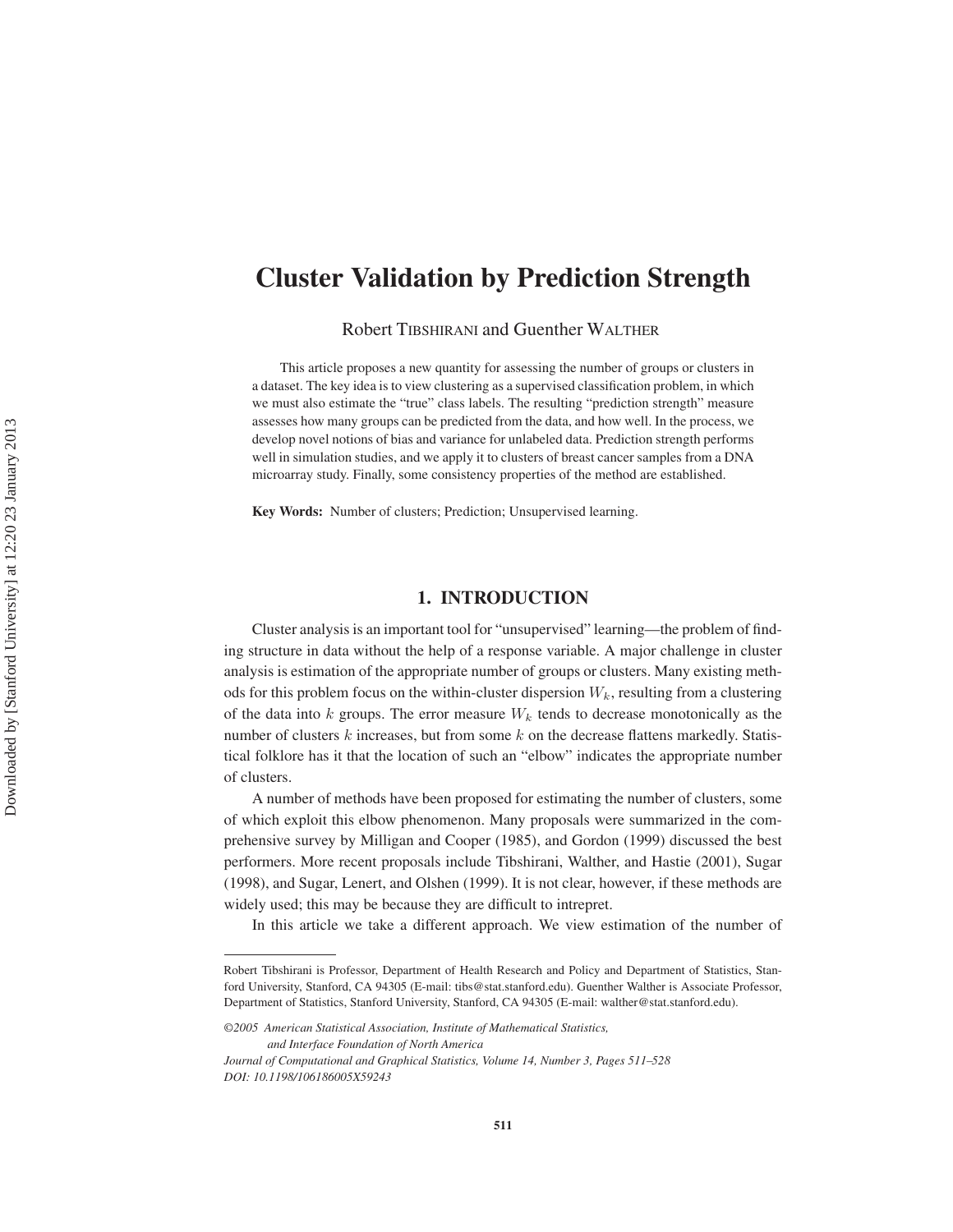# Cluster Validation by Prediction Strength

Robert TIBSHIRANI and Guenther WALTHER

This article proposes a new quantity for assessing the number of groups or clusters in a dataset. The key idea is to view clustering as a supervised classification problem, in which we must also estimate the "true" class labels. The resulting "prediction strength" measure assesses how many groups can be predicted from the data, and how well. In the process, we develop novel notions of bias and variance for unlabeled data. Prediction strength performs well in simulation studies, and we apply it to clusters of breast cancer samples from a DNA microarray study. Finally, some consistency properties of the method are established.

**Key Words:** Number of clusters; Prediction; Unsupervised learning.

## 1. INTRODUCTION

Cluster analysis is an important tool for "unsupervised" learning—the problem of finding structure in data without the help of a response variable. A major challenge in cluster analysis is estimation of the appropriate number of groups or clusters. Many existing methods for this problem focus on the within-cluster dispersion $W_k$, resulting from a clustering of the data into $k$ groups. The error measure $W_k$ tends to decrease monotonically as the number of clusters $k$ increases, but from some $k$ on the decrease flattens markedly. Statistical folklore has it that the location of such an "elbow" indicates the appropriate number of clusters.

A number of methods have been proposed for estimating the number of clusters, some of which exploit this elbow phenomenon. Many proposals were summarized in the comprehensive survey by Milligan and Cooper (1985), and Gordon (1999) discussed the best performers. More recent proposals include Tibshirani, Walther, and Hastie (2001), Sugar (1998), and Sugar, Lenert, and Olshen (1999). It is not clear, however, if these methods are widely used; this may be because they are difficult to intrepret.

In this article we take a different approach. We view estimation of the number of

---

Robert Tibshirani is Professor, Department of Health Research and Policy and Department of Statistics, Stanford University, Stanford, CA 94305 (E-mail: tibs@stat.stanford.edu). Guenther Walther is Associate Professor, Department of Statistics, Stanford University, Stanford, CA 94305 (E-mail: walther@stat.stanford.edu).

*©2005 American Statistical Association, Institute of Mathematical Statistics, and Interface Foundation of North America*

*Journal of Computational and Graphical Statistics, Volume 14, Number 3, Pages 511–528*

*DOI: 10.1198/106186005X59243*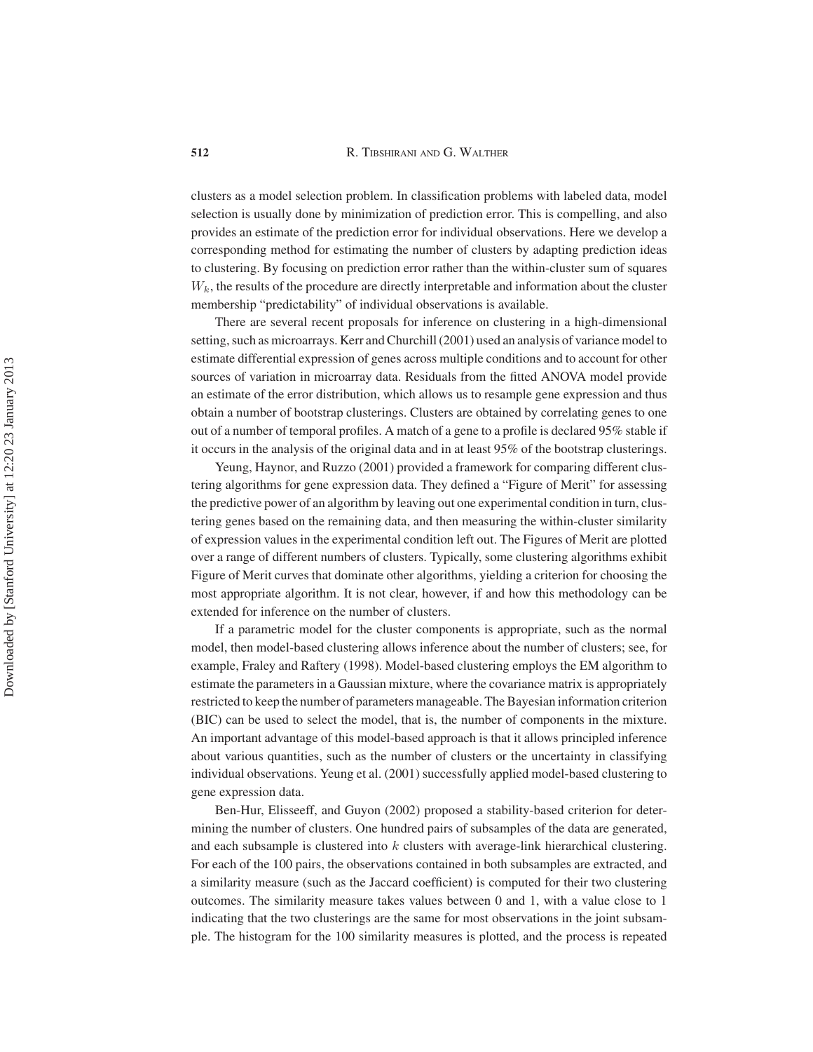clusters as a model selection problem. In classification problems with labeled data, model selection is usually done by minimization of prediction error. This is compelling, and also provides an estimate of the prediction error for individual observations. Here we develop a corresponding method for estimating the number of clusters by adapting prediction ideas to clustering. By focusing on prediction error rather than the within-cluster sum of squares $W_k$, the results of the procedure are directly interpretable and information about the cluster membership "predictability" of individual observations is available.

There are several recent proposals for inference on clustering in a high-dimensional setting, such as microarrays. Kerr and Churchill (2001) used an analysis of variance model to estimate differential expression of genes across multiple conditions and to account for other sources of variation in microarray data. Residuals from the fitted ANOVA model provide an estimate of the error distribution, which allows us to resample gene expression and thus obtain a number of bootstrap clusterings. Clusters are obtained by correlating genes to one out of a number of temporal profiles. A match of a gene to a profile is declared 95% stable if it occurs in the analysis of the original data and in at least 95% of the bootstrap clusterings.

Yeung, Haynor, and Ruzzo (2001) provided a framework for comparing different clustering algorithms for gene expression data. They defined a "Figure of Merit" for assessing the predictive power of an algorithm by leaving out one experimental condition in turn, clustering genes based on the remaining data, and then measuring the within-cluster similarity of expression values in the experimental condition left out. The Figures of Merit are plotted over a range of different numbers of clusters. Typically, some clustering algorithms exhibit Figure of Merit curves that dominate other algorithms, yielding a criterion for choosing the most appropriate algorithm. It is not clear, however, if and how this methodology can be extended for inference on the number of clusters.

If a parametric model for the cluster components is appropriate, such as the normal model, then model-based clustering allows inference about the number of clusters; see, for example, Fraley and Raftery (1998). Model-based clustering employs the EM algorithm to estimate the parameters in a Gaussian mixture, where the covariance matrix is appropriately restricted to keep the number of parameters manageable. The Bayesian information criterion (BIC) can be used to select the model, that is, the number of components in the mixture. An important advantage of this model-based approach is that it allows principled inference about various quantities, such as the number of clusters or the uncertainty in classifying individual observations. Yeung et al. (2001) successfully applied model-based clustering to gene expression data.

Ben-Hur, Elisseeff, and Guyon (2002) proposed a stability-based criterion for determining the number of clusters. One hundred pairs of subsamples of the data are generated, and each subsample is clustered into $k$ clusters with average-link hierarchical clustering. For each of the 100 pairs, the observations contained in both subsamples are extracted, and a similarity measure (such as the Jaccard coefficient) is computed for their two clustering outcomes. The similarity measure takes values between 0 and 1, with a value close to 1 indicating that the two clusterings are the same for most observations in the joint subsample. The histogram for the 100 similarity measures is plotted, and the process is repeated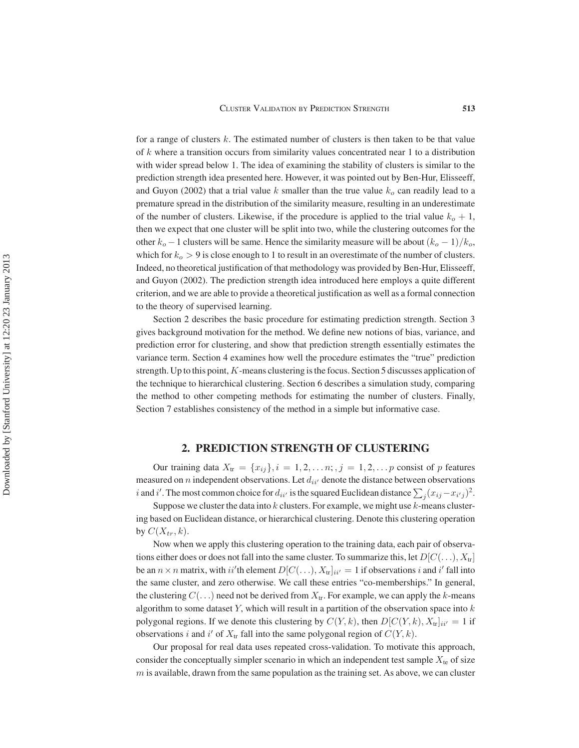for a range of clusters $k$. The estimated number of clusters is then taken to be that value of $k$ where a transition occurs from similarity values concentrated near 1 to a distribution with wider spread below 1. The idea of examining the stability of clusters is similar to the prediction strength idea presented here. However, it was pointed out by Ben-Hur, Elisseeff, and Guyon (2002) that a trial value $k$ smaller than the true value $k_o$ can readily lead to a premature spread in the distribution of the similarity measure, resulting in an underestimate of the number of clusters. Likewise, if the procedure is applied to the trial value $k_o + 1$, then we expect that one cluster will be split into two, while the clustering outcomes for the other $k_o - 1$ clusters will be same. Hence the similarity measure will be about $(k_o - 1)/k_o$, which for $k_o > 9$ is close enough to 1 to result in an overestimate of the number of clusters. Indeed, no theoretical justification of that methodology was provided by Ben-Hur, Elisseeff, and Guyon (2002). The prediction strength idea introduced here employs a quite different criterion, and we are able to provide a theoretical justification as well as a formal connection to the theory of supervised learning.

Section 2 describes the basic procedure for estimating prediction strength. Section 3 gives background motivation for the method. We define new notions of bias, variance, and prediction error for clustering, and show that prediction strength essentially estimates the variance term. Section 4 examines how well the procedure estimates the "true" prediction strength. Up to this point, $K$-means clustering is the focus. Section 5 discusses application of the technique to hierarchical clustering. Section 6 describes a simulation study, comparing the method to other competing methods for estimating the number of clusters. Finally, Section 7 establishes consistency of the method in a simple but informative case.

## 2. PREDICTION STRENGTH OF CLUSTERING

Our training data $X_{\text{tr}} = \{x_{ij}\}, i = 1, 2, \ldots n; , j = 1, 2, \ldots p$ consist of $p$ features measured on $n$ independent observations. Let $d_{ii'}$ denote the distance between observations $i$ and $i'$. The most common choice for $d_{ii'}$ is the squared Euclidean distance $\sum_j (x_{ij} - x_{i'j})^2$.

Suppose we cluster the data into $k$ clusters. For example, we might use $k$-means clustering based on Euclidean distance, or hierarchical clustering. Denote this clustering operation by $C(X_{tr}, k)$.

Now when we apply this clustering operation to the training data, each pair of observations either does or does not fall into the same cluster. To summarize this, let $D[C(\ldots), X_{\text{tr}}]$ be an $n \times n$ matrix, with $ii'$th element $D[C(\ldots), X_{\text{tr}}]_{ii'} = 1$ if observations $i$ and $i'$ fall into the same cluster, and zero otherwise. We call these entries "co-memberships." In general, the clustering $C(\ldots)$ need not be derived from $X_{\text{tr}}$. For example, we can apply the $k$-means algorithm to some dataset $Y$, which will result in a partition of the observation space into $k$ polygonal regions. If we denote this clustering by $C(Y, k)$, then $D[C(Y, k), X_{\text{tr}}]_{ii'} = 1$ if observations $i$ and $i'$ of $X_{\text{tr}}$ fall into the same polygonal region of $C(Y, k)$.

Our proposal for real data uses repeated cross-validation. To motivate this approach, consider the conceptually simpler scenario in which an independent test sample $X_{\text{te}}$ of size $m$ is available, drawn from the same population as the training set. As above, we can cluster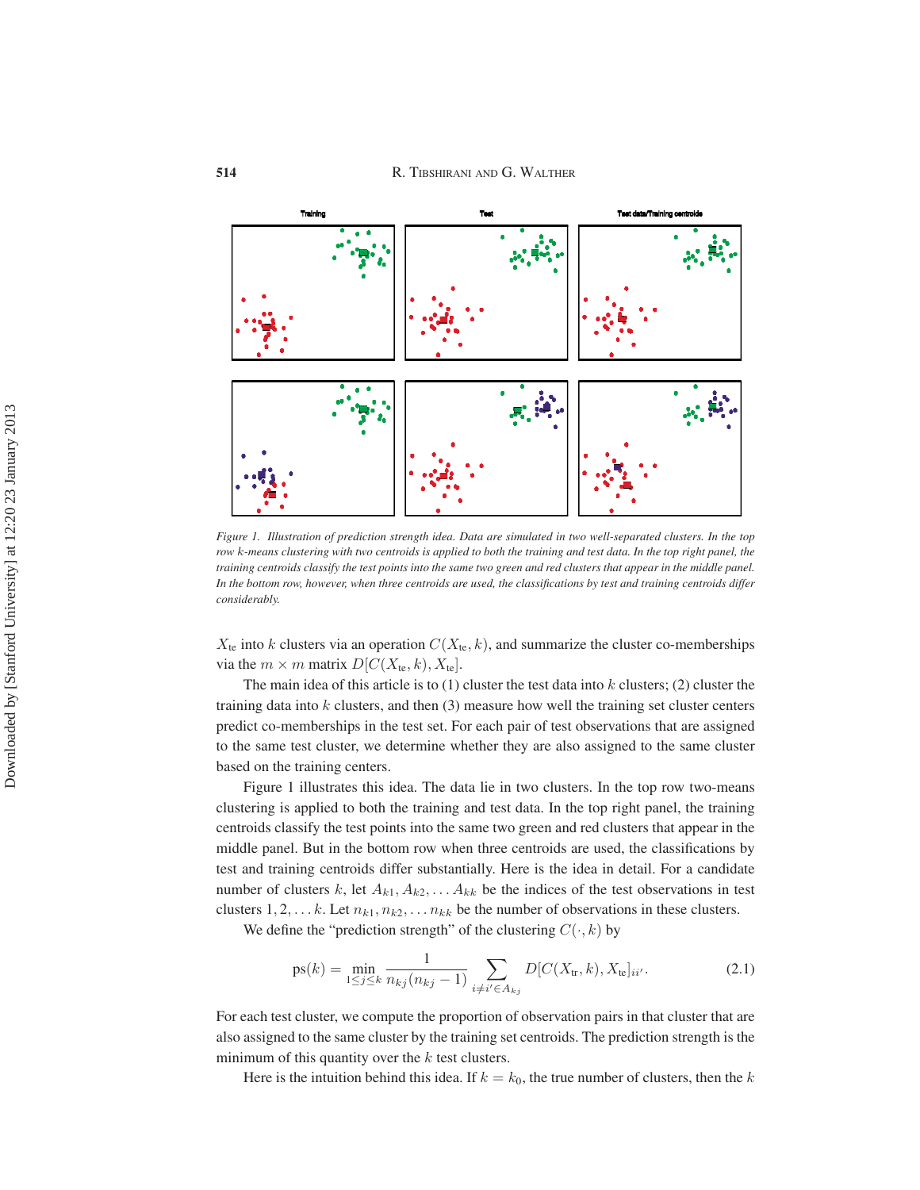*Figure 1. Illustration of prediction strength idea. Data are simulated in two well-separated clusters. In the top row k-means clustering with two centroids is applied to both the training and test data. In the top right panel, the training centroids classify the test points into the same two green and red clusters that appear in the middle panel. In the bottom row, however, when three centroids are used, the classifications by test and training centroids differ considerably.*

$X_{\text{te}}$ into $k$ clusters via an operation $C(X_{\text{te}}, k)$, and summarize the cluster co-memberships via the $m \times m$ matrix $D[C(X_{\text{te}}, k), X_{\text{te}}]$.

The main idea of this article is to (1) cluster the test data into $k$ clusters; (2) cluster the training data into $k$ clusters, and then (3) measure how well the training set cluster centers predict co-memberships in the test set. For each pair of test observations that are assigned to the same test cluster, we determine whether they are also assigned to the same cluster based on the training centers.

Figure 1 illustrates this idea. The data lie in two clusters. In the top row two-means clustering is applied to both the training and test data. In the top right panel, the training centroids classify the test points into the same two green and red clusters that appear in the middle panel. But in the bottom row when three centroids are used, the classifications by test and training centroids differ substantially. Here is the idea in detail. For a candidate number of clusters $k$, let $A_{k1}, A_{k2}, \ldots A_{kk}$ be the indices of the test observations in test clusters $1, 2, \ldots k$. Let $n_{k1}, n_{k2}, \ldots n_{kk}$ be the number of observations in these clusters.

We define the "prediction strength" of the clustering $C(\cdot, k)$ by

$$\text{ps}(k) = \min_{1 \leq j \leq k} \frac{1}{n_{kj}(n_{kj} - 1)} \sum_{i \neq i' \in A_{kj}} D[C(X_{\text{tr}}, k), X_{\text{te}}]_{ii'}. \tag{2.1}$$

For each test cluster, we compute the proportion of observation pairs in that cluster that are also assigned to the same cluster by the training set centroids. The prediction strength is the minimum of this quantity over the $k$ test clusters.

Here is the intuition behind this idea. If $k = k_0$, the true number of clusters, then the $k$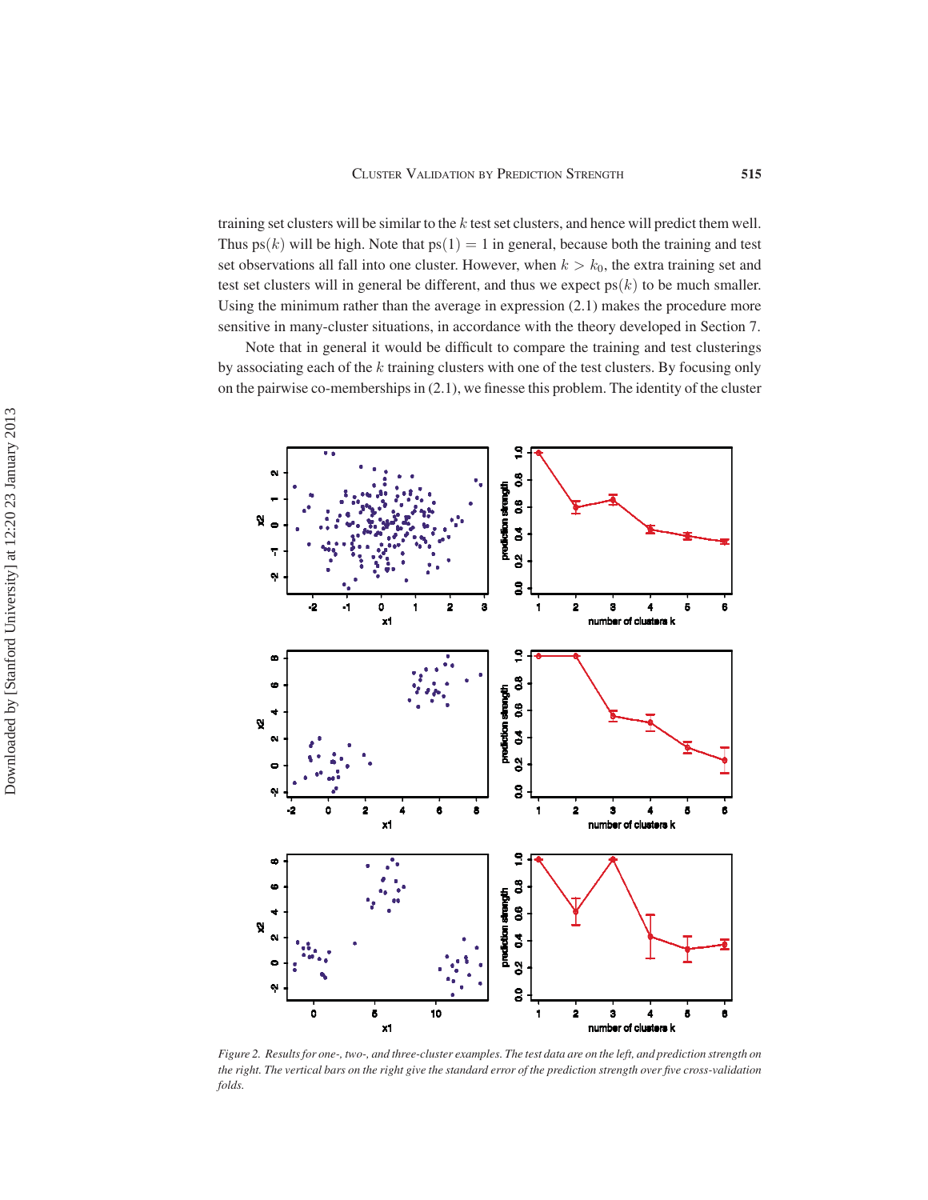training set clusters will be similar to the $k$ test set clusters, and hence will predict them well. Thus $\text{ps}(k)$ will be high. Note that $\text{ps}(1) = 1$ in general, because both the training and test set observations all fall into one cluster. However, when $k > k_0$, the extra training set and test set clusters will in general be different, and thus we expect $\text{ps}(k)$ to be much smaller. Using the minimum rather than the average in expression (2.1) makes the procedure more sensitive in many-cluster situations, in accordance with the theory developed in Section 7.

Note that in general it would be difficult to compare the training and test clusterings by associating each of the $k$ training clusters with one of the test clusters. By focusing only on the pairwise co-memberships in (2.1), we finesse this problem. The identity of the cluster

*Figure 2. Results for one-, two-, and three-cluster examples. The test data are on the left, and prediction strength on the right. The vertical bars on the right give the standard error of the prediction strength over five cross-validation folds.*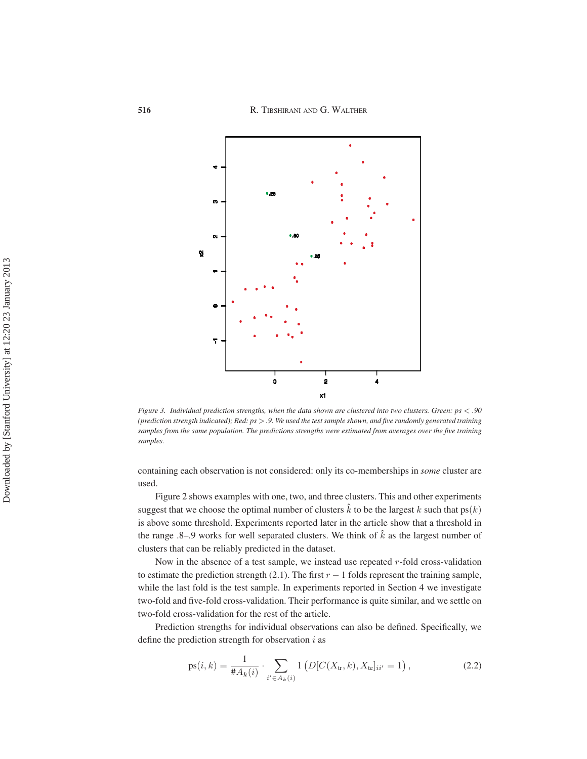*Figure 3. Individual prediction strengths, when the data shown are clustered into two clusters. Green: ps < .90 (prediction strength indicated); Red: ps > .9. We used the test sample shown, and five randomly generated training samples from the same population. The predictions strengths were estimated from averages over the five training samples.*

containing each observation is not considered: only its co-memberships in *some* cluster are used.

Figure 2 shows examples with one, two, and three clusters. This and other experiments suggest that we choose the optimal number of clusters $\hat{k}$ to be the largest $k$ such that $\text{ps}(k)$ is above some threshold. Experiments reported later in the article show that a threshold in the range .8–.9 works for well separated clusters. We think of $\hat{k}$ as the largest number of clusters that can be reliably predicted in the dataset.

Now in the absence of a test sample, we instead use repeated $r$-fold cross-validation to estimate the prediction strength (2.1). The first $r - 1$ folds represent the training sample, while the last fold is the test sample. In experiments reported in Section 4 we investigate two-fold and five-fold cross-validation. Their performance is quite similar, and we settle on two-fold cross-validation for the rest of the article.

Prediction strengths for individual observations can also be defined. Specifically, we define the prediction strength for observation $i$ as

$$\text{ps}(i, k) = \frac{1}{\# A_k(i)} \cdot \sum_{i' \in A_k(i)} 1\left(D[C(X_{\text{tr}}, k), X_{\text{te}}]_{ii'} = 1\right), \tag{2.2}$$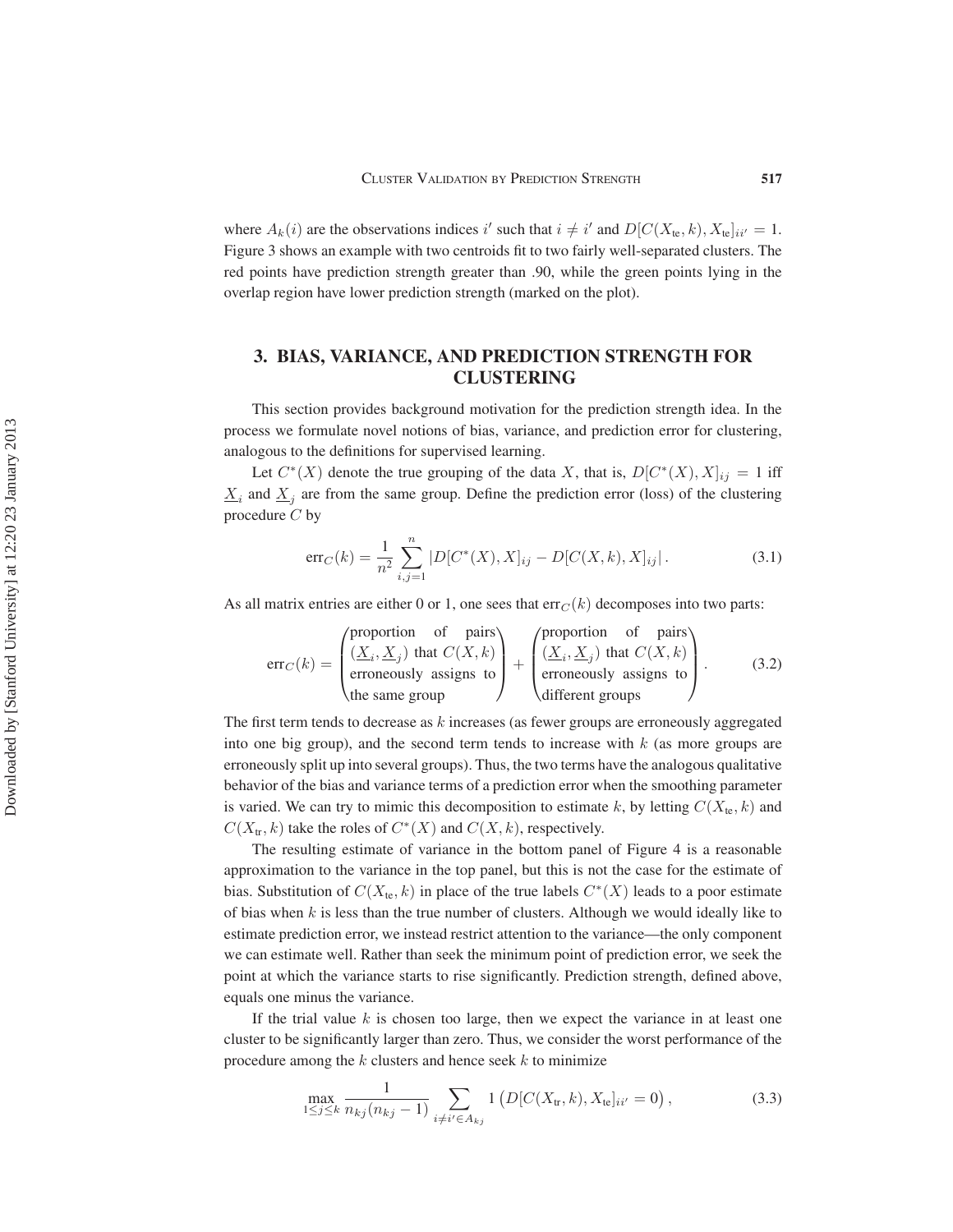where $A_k(i)$ are the observations indices $i'$ such that $i \neq i'$ and $D[C(X_{\text{te}}, k), X_{\text{te}}]_{ii'} = 1$. Figure 3 shows an example with two centroids fit to two fairly well-separated clusters. The red points have prediction strength greater than .90, while the green points lying in the overlap region have lower prediction strength (marked on the plot).

## 3. BIAS, VARIANCE, AND PREDICTION STRENGTH FOR CLUSTERING

This section provides background motivation for the prediction strength idea. In the process we formulate novel notions of bias, variance, and prediction error for clustering, analogous to the definitions for supervised learning.

Let $C^*(X)$ denote the true grouping of the data $X$, that is, $D[C^*(X), X]_{ij} = 1$ iff $\underline{X}_i$ and $\underline{X}_j$ are from the same group. Define the prediction error (loss) of the clustering procedure $C$ by

$$\text{err}_C(k) = \frac{1}{n^2} \sum_{i,j=1}^{n} |D[C^*(X), X]_{ij} - D[C(X,k), X]_{ij}| . \tag{3.1}$$

As all matrix entries are either 0 or 1, one sees that $\text{err}_C(k)$ decomposes into two parts:

$$\text{err}_C(k) = \begin{pmatrix} \text{proportion of pairs} \\ (\underline{X}_i, \underline{X}_j) \text{ that } C(X,k) \\ \text{erroneously assigns to} \\ \text{the same group} \end{pmatrix} + \begin{pmatrix} \text{proportion of pairs} \\ (\underline{X}_i, \underline{X}_j) \text{ that } C(X,k) \\ \text{erroneously assigns to} \\ \text{different groups} \end{pmatrix} . \tag{3.2}$$

The first term tends to decrease as $k$ increases (as fewer groups are erroneously aggregated into one big group), and the second term tends to increase with $k$ (as more groups are erroneously split up into several groups). Thus, the two terms have the analogous qualitative behavior of the bias and variance terms of a prediction error when the smoothing parameter is varied. We can try to mimic this decomposition to estimate $k$, by letting $C(X_{\text{te}}, k)$ and $C(X_{\text{tr}}, k)$ take the roles of $C^*(X)$ and $C(X, k)$, respectively.

The resulting estimate of variance in the bottom panel of Figure 4 is a reasonable approximation to the variance in the top panel, but this is not the case for the estimate of bias. Substitution of $C(X_{\text{te}}, k)$ in place of the true labels $C^*(X)$ leads to a poor estimate of bias when $k$ is less than the true number of clusters. Although we would ideally like to estimate prediction error, we instead restrict attention to the variance—the only component we can estimate well. Rather than seek the minimum point of prediction error, we seek the point at which the variance starts to rise significantly. Prediction strength, defined above, equals one minus the variance.

If the trial value $k$ is chosen too large, then we expect the variance in at least one cluster to be significantly larger than zero. Thus, we consider the worst performance of the procedure among the $k$ clusters and hence seek $k$ to minimize

$$\max_{1 \leq j \leq k} \frac{1}{n_{kj}(n_{kj} - 1)} \sum_{i \neq i' \in A_{kj}} 1\left(D[C(X_{\text{tr}}, k), X_{\text{te}}]_{ii'} = 0\right), \tag{3.3}$$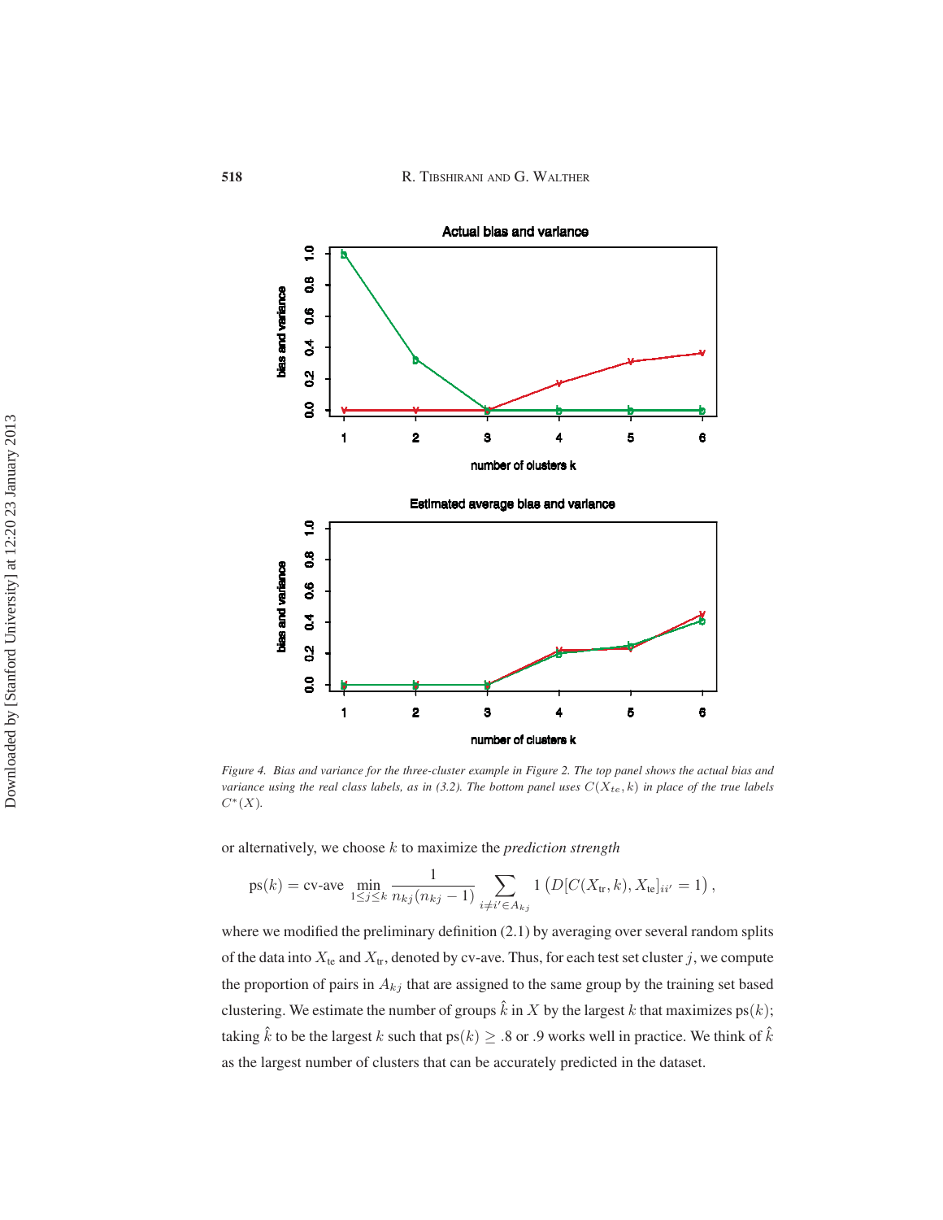*Figure 4.* *Bias and variance for the three-cluster example in Figure 2. The top panel shows the actual bias and variance using the real class labels, as in (3.2). The bottom panel uses $C(X_{te}, k)$ in place of the true labels $C^*(X)$.*

or alternatively, we choose $k$ to maximize the *prediction strength*

$$\text{ps}(k) = \text{cv-ave} \min_{1 \leq j \leq k} \frac{1}{n_{kj}(n_{kj} - 1)} \sum_{i \neq i' \in A_{kj}} 1\left(D[C(X_{\text{tr}}, k), X_{\text{te}}]_{ii'} = 1\right),$$

where we modified the preliminary definition (2.1) by averaging over several random splits of the data into $X_{\text{te}}$ and $X_{\text{tr}}$, denoted by cv-ave. Thus, for each test set cluster $j$, we compute the proportion of pairs in $A_{kj}$ that are assigned to the same group by the training set based clustering. We estimate the number of groups $\hat{k}$ in $X$ by the largest $k$ that maximizes $\text{ps}(k)$; taking $\hat{k}$ to be the largest $k$ such that $\text{ps}(k) \geq .8$ or $.9$ works well in practice. We think of $\hat{k}$ as the largest number of clusters that can be accurately predicted in the dataset.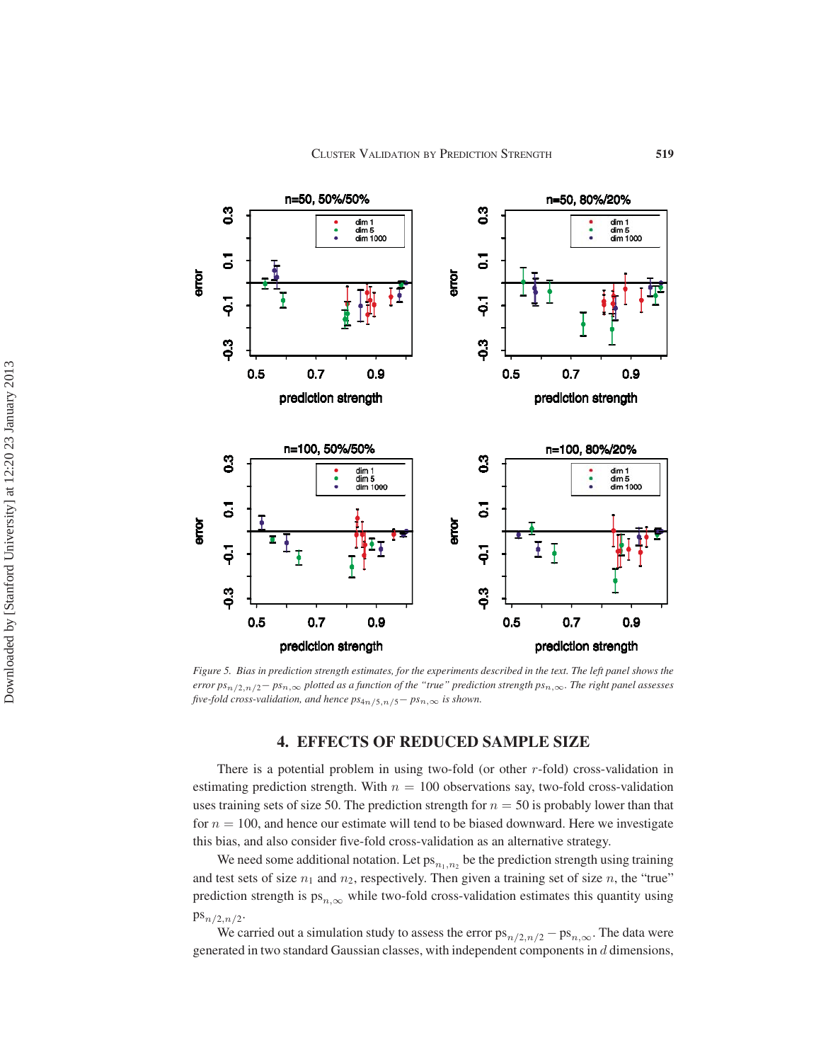Figure 5. Bias in prediction strength estimates, for the experiments described in the text. The left panel shows the error $ps_{n/2,n/2} - ps_{n,\infty}$ plotted as a function of the "true" prediction strength $ps_{n,\infty}$. The right panel assesses five-fold cross-validation, and hence $ps_{4n/5,n/5} - ps_{n,\infty}$ is shown.

## 4. EFFECTS OF REDUCED SAMPLE SIZE

There is a potential problem in using two-fold (or other $r$-fold) cross-validation in estimating prediction strength. With $n = 100$ observations say, two-fold cross-validation uses training sets of size 50. The prediction strength for $n = 50$ is probably lower than that for $n = 100$, and hence our estimate will tend to be biased downward. Here we investigate this bias, and also consider five-fold cross-validation as an alternative strategy.

We need some additional notation. Let $\mathrm{ps}_{n_1,n_2}$ be the prediction strength using training and test sets of size $n_1$ and $n_2$, respectively. Then given a training set of size $n$, the "true" prediction strength is $\mathrm{ps}_{n,\infty}$ while two-fold cross-validation estimates this quantity using $\mathrm{ps}_{n/2,n/2}$.

We carried out a simulation study to assess the error $\mathrm{ps}_{n/2,n/2} - \mathrm{ps}_{n,\infty}$. The data were generated in two standard Gaussian classes, with independent components in $d$ dimensions,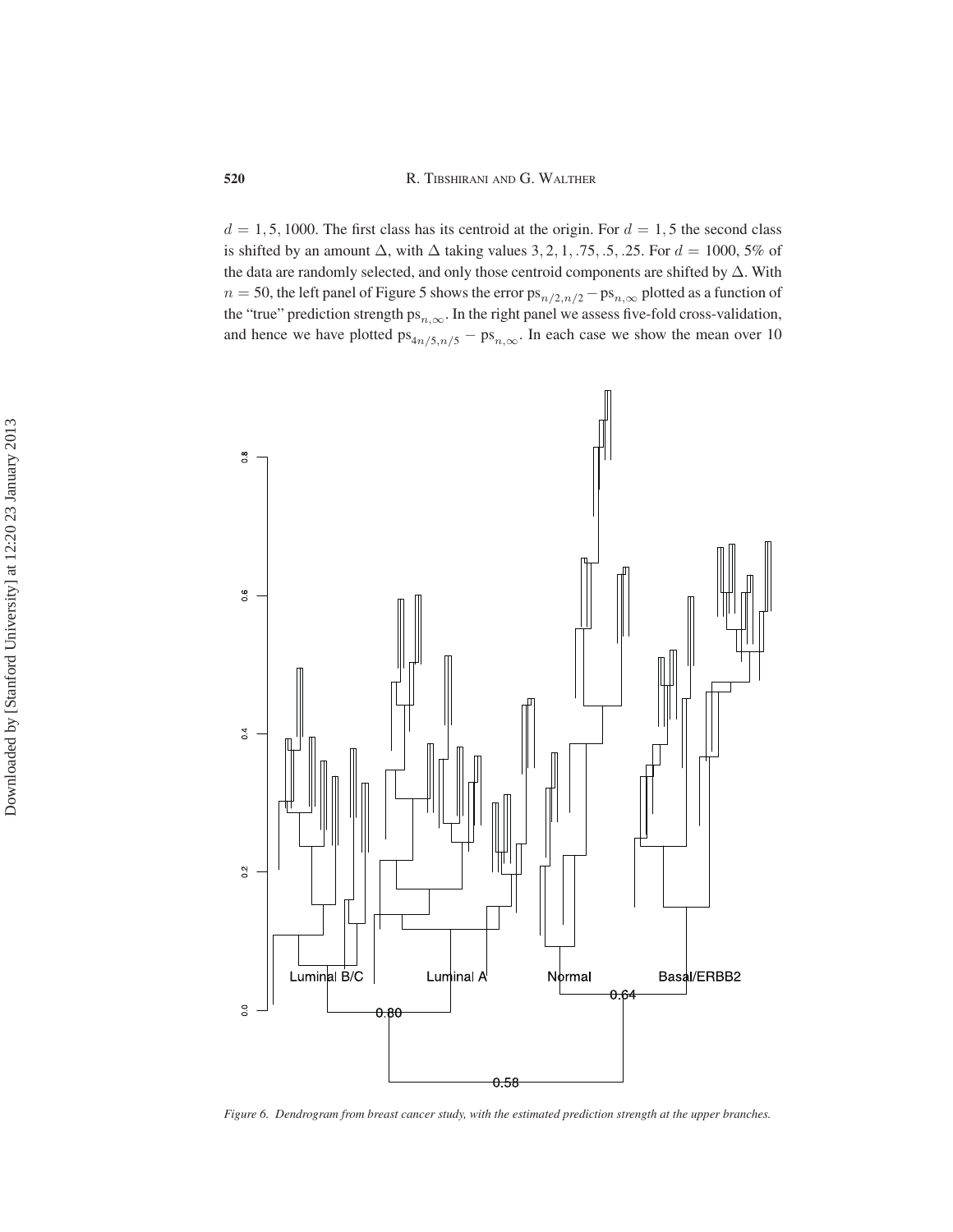$d = 1, 5, 1000$. The first class has its centroid at the origin. For $d = 1, 5$ the second class is shifted by an amount $\Delta$, with $\Delta$ taking values $3, 2, 1, .75, .5, .25$. For $d = 1000$, 5% of the data are randomly selected, and only those centroid components are shifted by $\Delta$. With $n = 50$, the left panel of Figure 5 shows the error $\text{ps}_{n/2,n/2} - \text{ps}_{n,\infty}$ plotted as a function of the "true" prediction strength $\text{ps}_{n,\infty}$. In the right panel we assess five-fold cross-validation, and hence we have plotted $\text{ps}_{4n/5,n/5} - \text{ps}_{n,\infty}$. In each case we show the mean over 10

*Figure 6. Dendrogram from breast cancer study, with the estimated prediction strength at the upper branches.*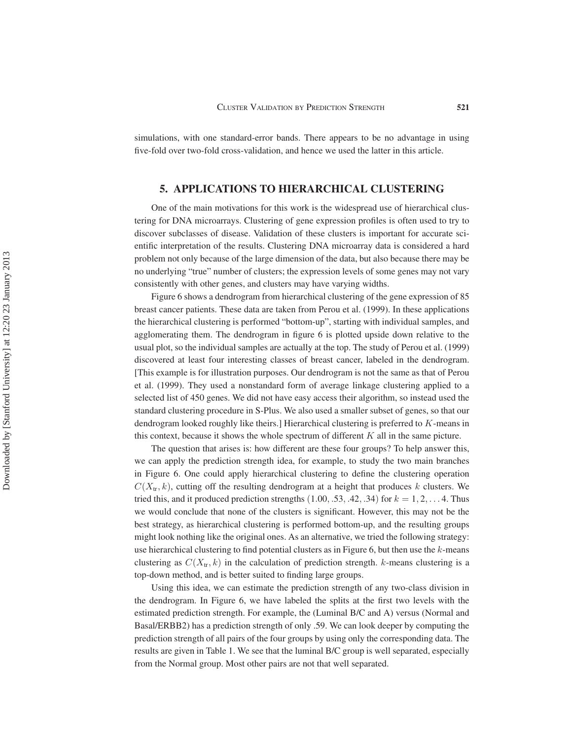simulations, with one standard-error bands. There appears to be no advantage in using five-fold over two-fold cross-validation, and hence we used the latter in this article.

## 5. APPLICATIONS TO HIERARCHICAL CLUSTERING

One of the main motivations for this work is the widespread use of hierarchical clustering for DNA microarrays. Clustering of gene expression profiles is often used to try to discover subclasses of disease. Validation of these clusters is important for accurate scientific interpretation of the results. Clustering DNA microarray data is considered a hard problem not only because of the large dimension of the data, but also because there may be no underlying "true" number of clusters; the expression levels of some genes may not vary consistently with other genes, and clusters may have varying widths.

Figure 6 shows a dendrogram from hierarchical clustering of the gene expression of 85 breast cancer patients. These data are taken from Perou et al. (1999). In these applications the hierarchical clustering is performed "bottom-up", starting with individual samples, and agglomerating them. The dendrogram in figure 6 is plotted upside down relative to the usual plot, so the individual samples are actually at the top. The study of Perou et al. (1999) discovered at least four interesting classes of breast cancer, labeled in the dendrogram. [This example is for illustration purposes. Our dendrogram is not the same as that of Perou et al. (1999). They used a nonstandard form of average linkage clustering applied to a selected list of 450 genes. We did not have easy access their algorithm, so instead used the standard clustering procedure in S-Plus. We also used a smaller subset of genes, so that our dendrogram looked roughly like theirs.] Hierarchical clustering is preferred to $K$-means in this context, because it shows the whole spectrum of different $K$ all in the same picture.

The question that arises is: how different are these four groups? To help answer this, we can apply the prediction strength idea, for example, to study the two main branches in Figure 6. One could apply hierarchical clustering to define the clustering operation $C(X_{\text{tr}}, k)$, cutting off the resulting dendrogram at a height that produces $k$ clusters. We tried this, and it produced prediction strengths $(1.00, .53, .42, .34)$ for $k = 1, 2, \ldots 4$. Thus we would conclude that none of the clusters is significant. However, this may not be the best strategy, as hierarchical clustering is performed bottom-up, and the resulting groups might look nothing like the original ones. As an alternative, we tried the following strategy: use hierarchical clustering to find potential clusters as in Figure 6, but then use the $k$-means clustering as $C(X_{\text{tr}}, k)$ in the calculation of prediction strength. $k$-means clustering is a top-down method, and is better suited to finding large groups.

Using this idea, we can estimate the prediction strength of any two-class division in the dendrogram. In Figure 6, we have labeled the splits at the first two levels with the estimated prediction strength. For example, the (Luminal B/C and A) versus (Normal and Basal/ERBB2) has a prediction strength of only .59. We can look deeper by computing the prediction strength of all pairs of the four groups by using only the corresponding data. The results are given in Table 1. We see that the luminal B/C group is well separated, especially from the Normal group. Most other pairs are not that well separated.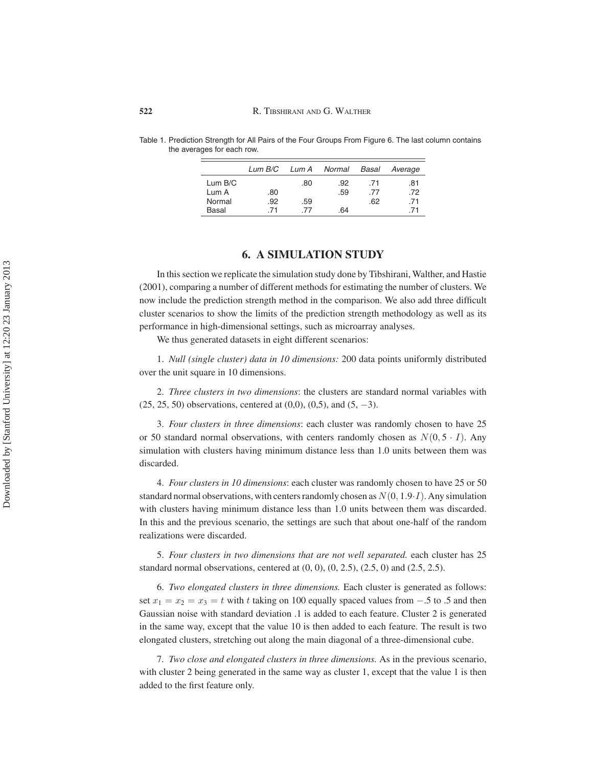Table 1. Prediction Strength for All Pairs of the Four Groups From Figure 6. The last column contains the averages for each row.

| | *Lum B/C* | *Lum A* | *Normal* | *Basal* | *Average* |
|---|---|---|---|---|---|
| Lum B/C | | .80 | .92 | .71 | .81 |
| Lum A | .80 | | .59 | .77 | .72 |
| Normal | .92 | .59 | | .62 | .71 |
| Basal | .71 | .77 | .64 | | .71 |

## 6. A SIMULATION STUDY

In this section we replicate the simulation study done by Tibshirani, Walther, and Hastie (2001), comparing a number of different methods for estimating the number of clusters. We now include the prediction strength method in the comparison. We also add three difficult cluster scenarios to show the limits of the prediction strength methodology as well as its performance in high-dimensional settings, such as microarray analyses.

We thus generated datasets in eight different scenarios:

1. *Null (single cluster) data in 10 dimensions:* 200 data points uniformly distributed over the unit square in 10 dimensions.

2. *Three clusters in two dimensions*: the clusters are standard normal variables with (25, 25, 50) observations, centered at (0,0), (0,5), and (5, −3).

3. *Four clusters in three dimensions*: each cluster was randomly chosen to have 25 or 50 standard normal observations, with centers randomly chosen as $N(0, 5 \cdot I)$. Any simulation with clusters having minimum distance less than 1.0 units between them was discarded.

4. *Four clusters in 10 dimensions*: each cluster was randomly chosen to have 25 or 50 standard normal observations, with centers randomly chosen as $N(0, 1.9 \cdot I)$. Any simulation with clusters having minimum distance less than 1.0 units between them was discarded. In this and the previous scenario, the settings are such that about one-half of the random realizations were discarded.

5. *Four clusters in two dimensions that are not well separated.* each cluster has 25 standard normal observations, centered at (0, 0), (0, 2.5), (2.5, 0) and (2.5, 2.5).

6. *Two elongated clusters in three dimensions.* Each cluster is generated as follows: set $x_1 = x_2 = x_3 = t$ with $t$ taking on 100 equally spaced values from −.5 to .5 and then Gaussian noise with standard deviation .1 is added to each feature. Cluster 2 is generated in the same way, except that the value 10 is then added to each feature. The result is two elongated clusters, stretching out along the main diagonal of a three-dimensional cube.

7. *Two close and elongated clusters in three dimensions.* As in the previous scenario, with cluster 2 being generated in the same way as cluster 1, except that the value 1 is then added to the first feature only.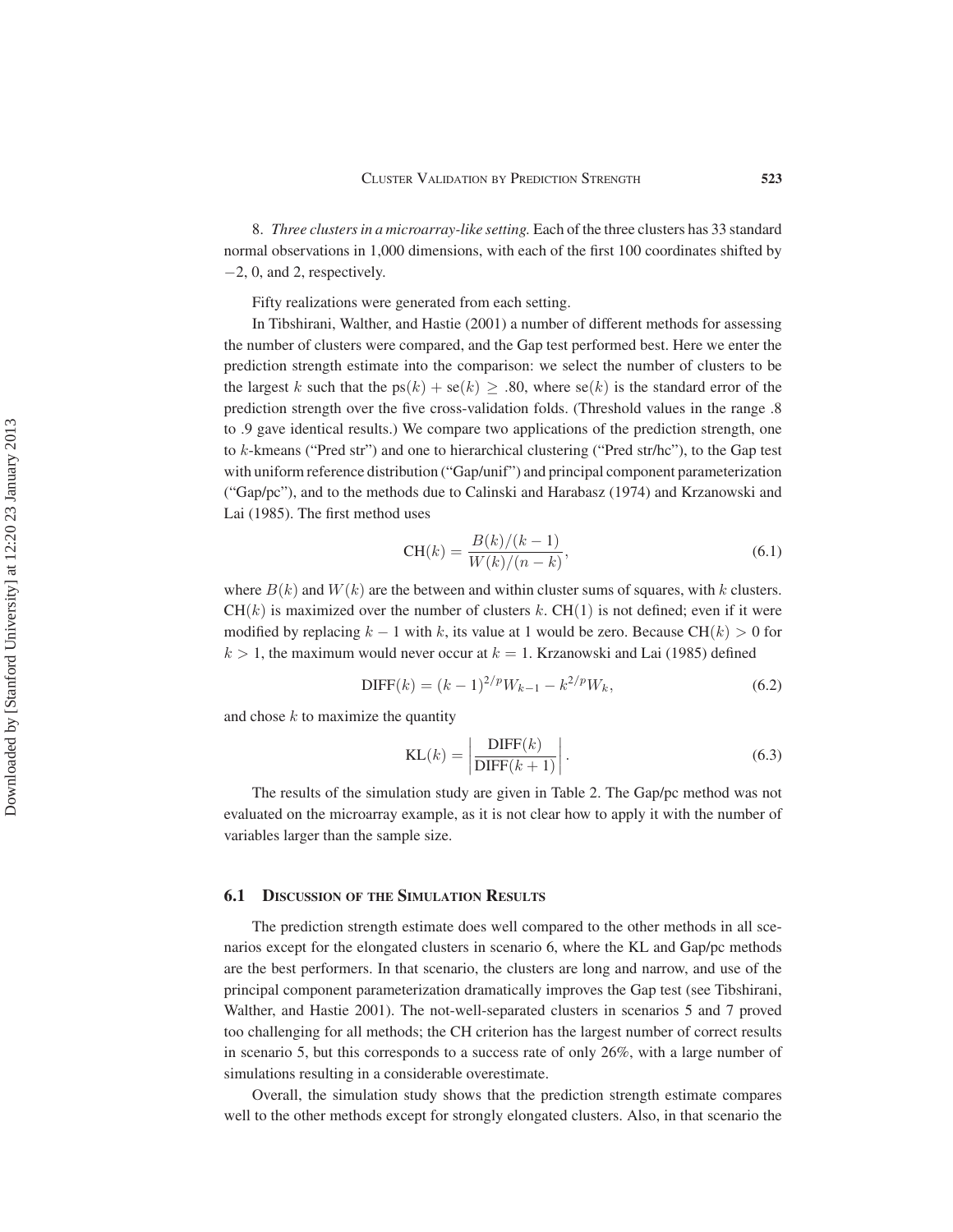8. *Three clusters in a microarray-like setting.* Each of the three clusters has 33 standard normal observations in 1,000 dimensions, with each of the first 100 coordinates shifted by $-2$, 0, and 2, respectively.

Fifty realizations were generated from each setting.

In Tibshirani, Walther, and Hastie (2001) a number of different methods for assessing the number of clusters were compared, and the Gap test performed best. Here we enter the prediction strength estimate into the comparison: we select the number of clusters to be the largest $k$ such that the $\mathrm{ps}(k) + \mathrm{se}(k) \geq .80$, where $\mathrm{se}(k)$ is the standard error of the prediction strength over the five cross-validation folds. (Threshold values in the range .8 to .9 gave identical results.) We compare two applications of the prediction strength, one to $k$-kmeans ("Pred str") and one to hierarchical clustering ("Pred str/hc"), to the Gap test with uniform reference distribution ("Gap/unif") and principal component parameterization ("Gap/pc"), and to the methods due to Calinski and Harabasz (1974) and Krzanowski and Lai (1985). The first method uses

$$\mathrm{CH}(k) = \frac{B(k)/(k-1)}{W(k)/(n-k)}, \tag{6.1}$$

where $B(k)$ and $W(k)$ are the between and within cluster sums of squares, with $k$ clusters. $\mathrm{CH}(k)$ is maximized over the number of clusters $k$. $\mathrm{CH}(1)$ is not defined; even if it were modified by replacing $k-1$ with $k$, its value at 1 would be zero. Because $\mathrm{CH}(k) > 0$ for $k > 1$, the maximum would never occur at $k = 1$. Krzanowski and Lai (1985) defined

$$\mathrm{DIFF}(k) = (k-1)^{2/p} W_{k-1} - k^{2/p} W_k, \tag{6.2}$$

and chose $k$ to maximize the quantity

$$\mathrm{KL}(k) = \left| \frac{\mathrm{DIFF}(k)}{\mathrm{DIFF}(k+1)} \right|. \tag{6.3}$$

The results of the simulation study are given in Table 2. The Gap/pc method was not evaluated on the microarray example, as it is not clear how to apply it with the number of variables larger than the sample size.

### 6.1 Discussion of the Simulation Results

The prediction strength estimate does well compared to the other methods in all scenarios except for the elongated clusters in scenario 6, where the KL and Gap/pc methods are the best performers. In that scenario, the clusters are long and narrow, and use of the principal component parameterization dramatically improves the Gap test (see Tibshirani, Walther, and Hastie 2001). The not-well-separated clusters in scenarios 5 and 7 proved too challenging for all methods; the CH criterion has the largest number of correct results in scenario 5, but this corresponds to a success rate of only 26%, with a large number of simulations resulting in a considerable overestimate.

Overall, the simulation study shows that the prediction strength estimate compares well to the other methods except for strongly elongated clusters. Also, in that scenario the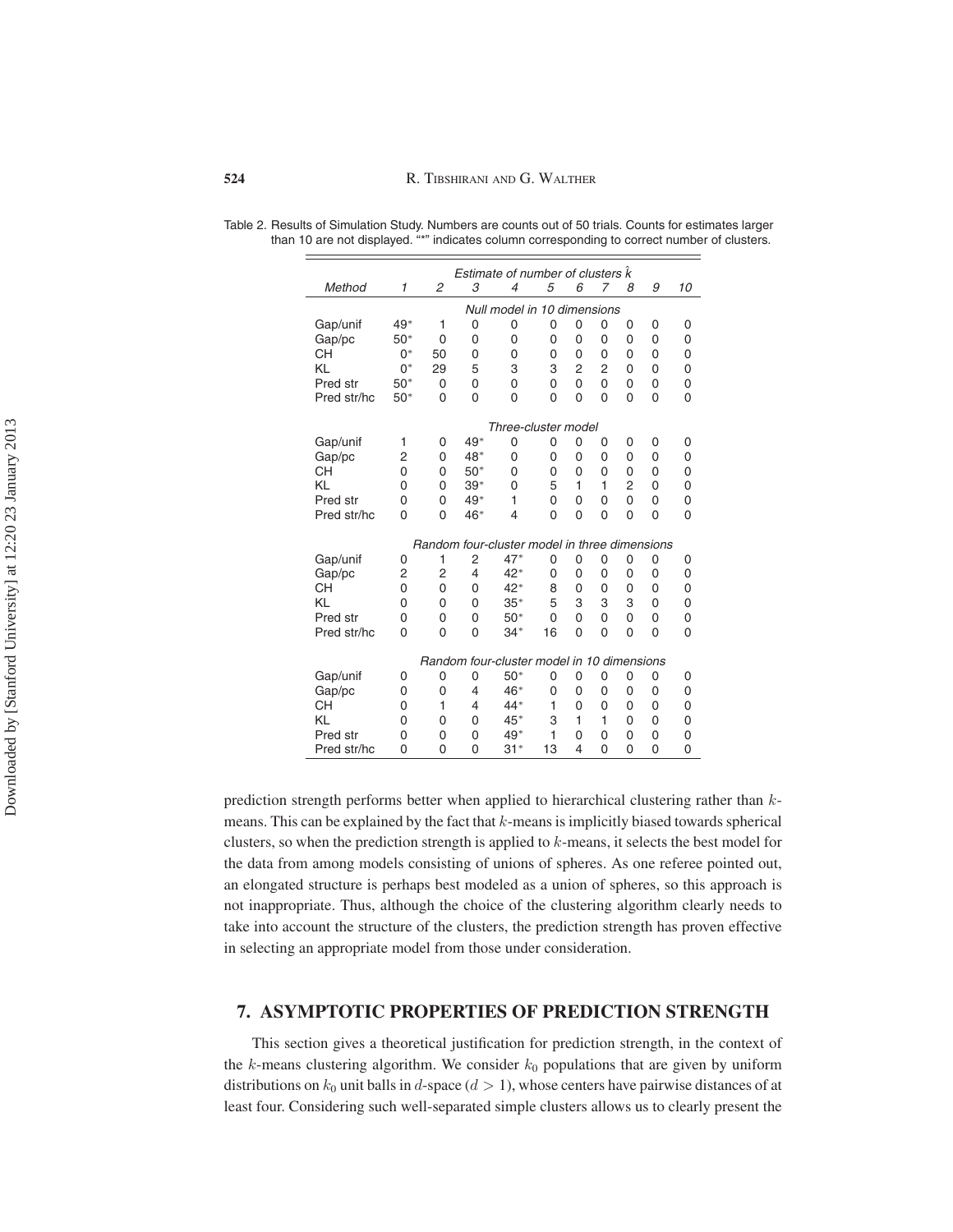Table 2. Results of Simulation Study. Numbers are counts out of 50 trials. Counts for estimates larger than 10 are not displayed. "*" indicates column corresponding to correct number of clusters.

| Method | Estimate of number of clusters $\hat{k}$ | | | | | | | | | |
|---|---|---|---|---|---|---|---|---|---|---|
| | *1* | *2* | *3* | *4* | *5* | *6* | *7* | *8* | *9* | *10* |
| | *Null model in 10 dimensions* | | | | | | | | | |
| Gap/unif | 49* | 1 | 0 | 0 | 0 | 0 | 0 | 0 | 0 | 0 |
| Gap/pc | 50* | 0 | 0 | 0 | 0 | 0 | 0 | 0 | 0 | 0 |
| CH | 0* | 50 | 0 | 0 | 0 | 0 | 0 | 0 | 0 | 0 |
| KL | 0* | 29 | 5 | 3 | 3 | 2 | 2 | 0 | 0 | 0 |
| Pred str | 50* | 0 | 0 | 0 | 0 | 0 | 0 | 0 | 0 | 0 |
| Pred str/hc | 50* | 0 | 0 | 0 | 0 | 0 | 0 | 0 | 0 | 0 |
| | *Three-cluster model* | | | | | | | | | |
| Gap/unif | 1 | 0 | 49* | 0 | 0 | 0 | 0 | 0 | 0 | 0 |
| Gap/pc | 2 | 0 | 48* | 0 | 0 | 0 | 0 | 0 | 0 | 0 |
| CH | 0 | 0 | 50* | 0 | 0 | 0 | 0 | 0 | 0 | 0 |
| KL | 0 | 0 | 39* | 0 | 5 | 1 | 1 | 2 | 0 | 0 |
| Pred str | 0 | 0 | 49* | 1 | 0 | 0 | 0 | 0 | 0 | 0 |
| Pred str/hc | 0 | 0 | 46* | 4 | 0 | 0 | 0 | 0 | 0 | 0 |
| | *Random four-cluster model in three dimensions* | | | | | | | | | |
| Gap/unif | 0 | 1 | 2 | 47* | 0 | 0 | 0 | 0 | 0 | 0 |
| Gap/pc | 2 | 2 | 4 | 42* | 0 | 0 | 0 | 0 | 0 | 0 |
| CH | 0 | 0 | 0 | 42* | 8 | 0 | 0 | 0 | 0 | 0 |
| KL | 0 | 0 | 0 | 35* | 5 | 3 | 3 | 3 | 0 | 0 |
| Pred str | 0 | 0 | 0 | 50* | 0 | 0 | 0 | 0 | 0 | 0 |
| Pred str/hc | 0 | 0 | 0 | 34* | 16 | 0 | 0 | 0 | 0 | 0 |
| | *Random four-cluster model in 10 dimensions* | | | | | | | | | |
| Gap/unif | 0 | 0 | 0 | 50* | 0 | 0 | 0 | 0 | 0 | 0 |
| Gap/pc | 0 | 0 | 4 | 46* | 0 | 0 | 0 | 0 | 0 | 0 |
| CH | 0 | 1 | 4 | 44* | 1 | 0 | 0 | 0 | 0 | 0 |
| KL | 0 | 0 | 0 | 45* | 3 | 1 | 1 | 0 | 0 | 0 |
| Pred str | 0 | 0 | 0 | 49* | 1 | 0 | 0 | 0 | 0 | 0 |
| Pred str/hc | 0 | 0 | 0 | 31* | 13 | 4 | 0 | 0 | 0 | 0 |

prediction strength performs better when applied to hierarchical clustering rather than $k$-means. This can be explained by the fact that $k$-means is implicitly biased towards spherical clusters, so when the prediction strength is applied to $k$-means, it selects the best model for the data from among models consisting of unions of spheres. As one referee pointed out, an elongated structure is perhaps best modeled as a union of spheres, so this approach is not inappropriate. Thus, although the choice of the clustering algorithm clearly needs to take into account the structure of the clusters, the prediction strength has proven effective in selecting an appropriate model from those under consideration.

## 7. ASYMPTOTIC PROPERTIES OF PREDICTION STRENGTH

This section gives a theoretical justification for prediction strength, in the context of the $k$-means clustering algorithm. We consider $k_0$ populations that are given by uniform distributions on $k_0$ unit balls in $d$-space ($d > 1$), whose centers have pairwise distances of at least four. Considering such well-separated simple clusters allows us to clearly present the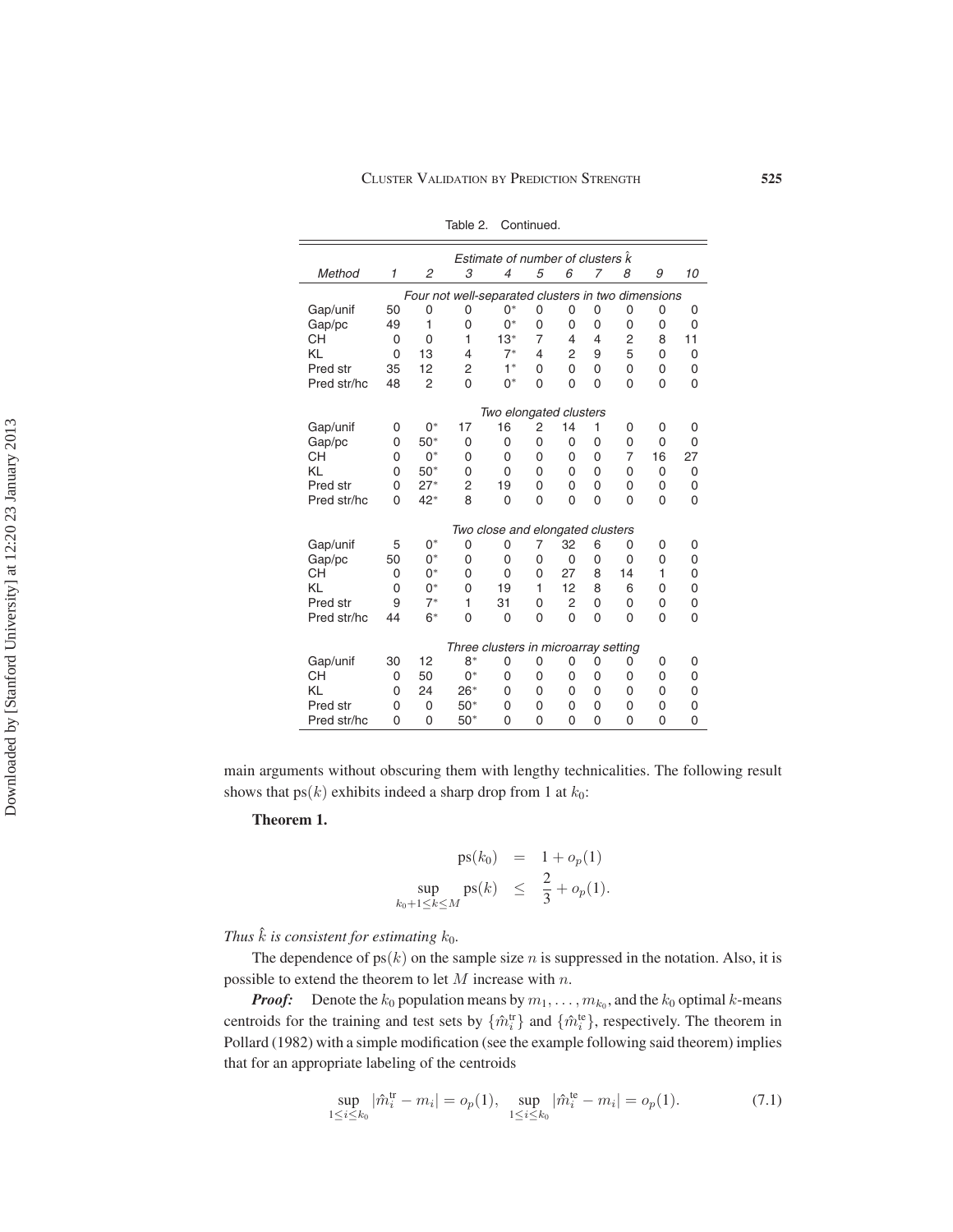Table 2. Continued.

| Method | Estimate of number of clusters $\hat{k}$ | | | | | | | | | |
|---|---|---|---|---|---|---|---|---|---|---|
| | 1 | 2 | 3 | 4 | 5 | 6 | 7 | 8 | 9 | 10 |
| *Four not well-separated clusters in two dimensions* | | | | | | | | | | |
| Gap/unif | 50 | 0 | 0 | 0* | 0 | 0 | 0 | 0 | 0 | 0 |
| Gap/pc | 49 | 1 | 0 | 0* | 0 | 0 | 0 | 0 | 0 | 0 |
| CH | 0 | 0 | 1 | 13* | 7 | 4 | 4 | 2 | 8 | 11 |
| KL | 0 | 13 | 4 | 7* | 4 | 2 | 9 | 5 | 0 | 0 |
| Pred str | 35 | 12 | 2 | 1* | 0 | 0 | 0 | 0 | 0 | 0 |
| Pred str/hc | 48 | 2 | 0 | 0* | 0 | 0 | 0 | 0 | 0 | 0 |
| *Two elongated clusters* | | | | | | | | | | |
| Gap/unif | 0 | 0* | 17 | 16 | 2 | 14 | 1 | 0 | 0 | 0 |
| Gap/pc | 0 | 50* | 0 | 0 | 0 | 0 | 0 | 0 | 0 | 0 |
| CH | 0 | 0* | 0 | 0 | 0 | 0 | 0 | 7 | 16 | 27 |
| KL | 0 | 50* | 0 | 0 | 0 | 0 | 0 | 0 | 0 | 0 |
| Pred str | 0 | 27* | 2 | 19 | 0 | 0 | 0 | 0 | 0 | 0 |
| Pred str/hc | 0 | 42* | 8 | 0 | 0 | 0 | 0 | 0 | 0 | 0 |
| *Two close and elongated clusters* | | | | | | | | | | |
| Gap/unif | 5 | 0* | 0 | 0 | 7 | 32 | 6 | 0 | 0 | 0 |
| Gap/pc | 50 | 0* | 0 | 0 | 0 | 0 | 0 | 0 | 0 | 0 |
| CH | 0 | 0* | 0 | 0 | 0 | 27 | 8 | 14 | 1 | 0 |
| KL | 0 | 0* | 0 | 19 | 1 | 12 | 8 | 6 | 0 | 0 |
| Pred str | 9 | 7* | 1 | 31 | 0 | 2 | 0 | 0 | 0 | 0 |
| Pred str/hc | 44 | 6* | 0 | 0 | 0 | 0 | 0 | 0 | 0 | 0 |
| *Three clusters in microarray setting* | | | | | | | | | | |
| Gap/unif | 30 | 12 | 8* | 0 | 0 | 0 | 0 | 0 | 0 | 0 |
| CH | 0 | 50 | 0* | 0 | 0 | 0 | 0 | 0 | 0 | 0 |
| KL | 0 | 24 | 26* | 0 | 0 | 0 | 0 | 0 | 0 | 0 |
| Pred str | 0 | 0 | 50* | 0 | 0 | 0 | 0 | 0 | 0 | 0 |
| Pred str/hc | 0 | 0 | 50* | 0 | 0 | 0 | 0 | 0 | 0 | 0 |

main arguments without obscuring them with lengthy technicalities. The following result shows that $\text{ps}(k)$ exhibits indeed a sharp drop from 1 at $k_0$:

**Theorem 1.**

$$\begin{aligned} \text{ps}(k_0) &= 1 + o_p(1) \\ \sup_{k_0+1 \le k \le M} \text{ps}(k) &\le \frac{2}{3} + o_p(1). \end{aligned}$$

*Thus $\hat{k}$ is consistent for estimating $k_0$.*

The dependence of $\text{ps}(k)$ on the sample size $n$ is suppressed in the notation. Also, it is possible to extend the theorem to let $M$ increase with $n$.

***Proof:*** Denote the $k_0$ population means by $m_1, \ldots, m_{k_0}$, and the $k_0$ optimal $k$-means centroids for the training and test sets by $\{\hat{m}_i^{\text{tr}}\}$ and $\{\hat{m}_i^{\text{te}}\}$, respectively. The theorem in Pollard (1982) with a simple modification (see the example following said theorem) implies that for an appropriate labeling of the centroids

$$\sup_{1 \le i \le k_0} |\hat{m}_i^{\text{tr}} - m_i| = o_p(1), \quad \sup_{1 \le i \le k_0} |\hat{m}_i^{\text{te}} - m_i| = o_p(1). \tag{7.1}$$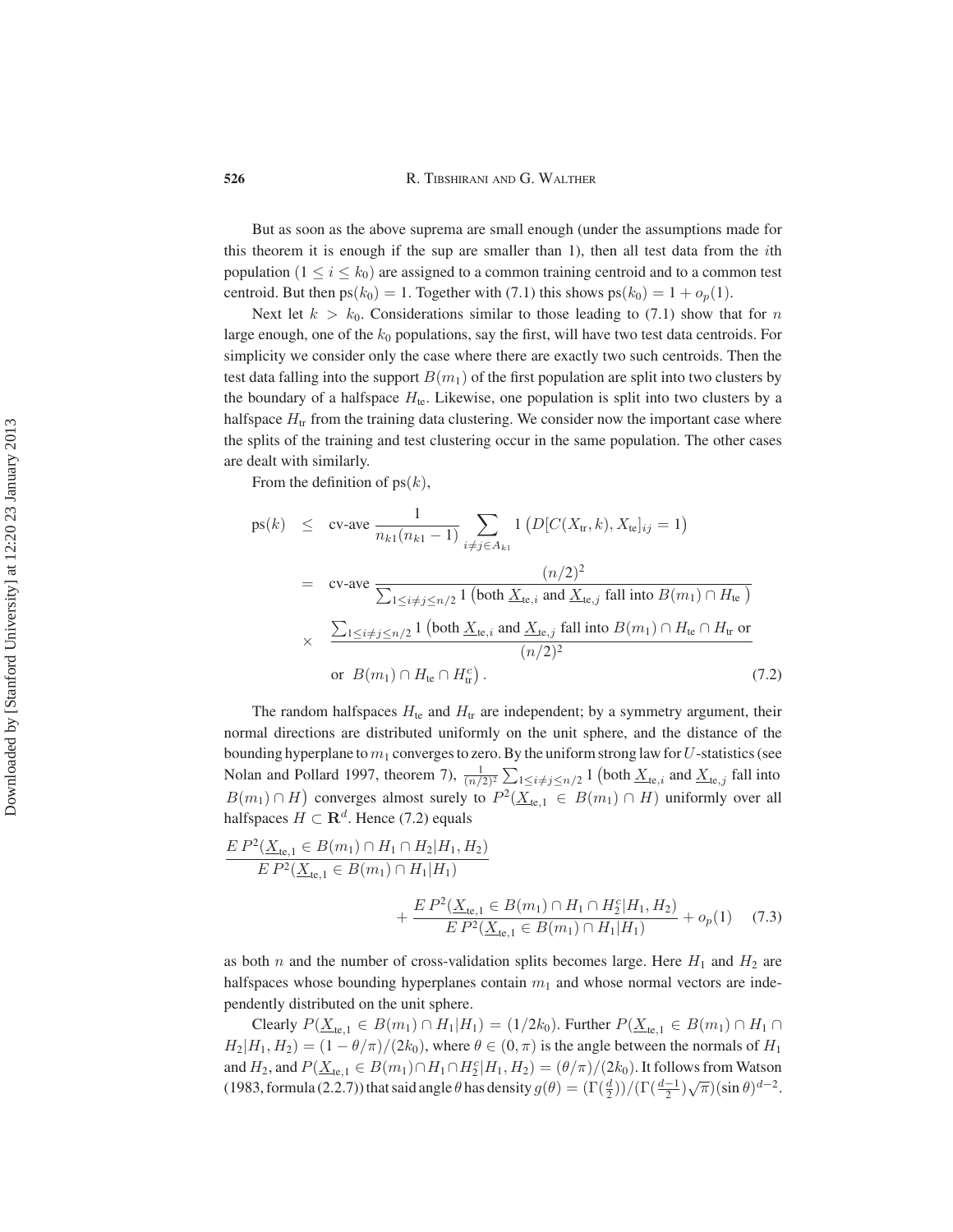But as soon as the above suprema are small enough (under the assumptions made for this theorem it is enough if the sup are smaller than 1), then all test data from the $i$th population ($1 \leq i \leq k_0$) are assigned to a common training centroid and to a common test centroid. But then $\text{ps}(k_0) = 1$. Together with (7.1) this shows $\text{ps}(k_0) = 1 + o_p(1)$.

Next let $k > k_0$. Considerations similar to those leading to (7.1) show that for $n$ large enough, one of the $k_0$ populations, say the first, will have two test data centroids. For simplicity we consider only the case where there are exactly two such centroids. Then the test data falling into the support $B(m_1)$ of the first population are split into two clusters by the boundary of a halfspace $H_{\text{te}}$. Likewise, one population is split into two clusters by a halfspace $H_{\text{tr}}$ from the training data clustering. We consider now the important case where the splits of the training and test clustering occur in the same population. The other cases are dealt with similarly.

From the definition of $\text{ps}(k)$,

$$
\begin{aligned}
\text{ps}(k) &\leq \text{cv-ave}\ \frac{1}{n_{k1}(n_{k1}-1)} \sum_{i \neq j \in A_{k1}} 1\left(D[C(X_{\text{tr}},k),X_{\text{te}}]_{ij} = 1\right) \\
&= \text{cv-ave}\ \frac{(n/2)^2}{\sum_{1 \leq i \neq j \leq n/2} 1\left(\text{both } \underline{X}_{\text{te},i} \text{ and } \underline{X}_{\text{te},j} \text{ fall into } B(m_1) \cap H_{\text{te}}\right)} \\
&\quad \times \frac{\sum_{1 \leq i \neq j \leq n/2} 1\left(\text{both } \underline{X}_{\text{te},i} \text{ and } \underline{X}_{\text{te},j} \text{ fall into } B(m_1) \cap H_{\text{te}} \cap H_{\text{tr}} \text{ or}\right.}{(n/2)^2} \\
&\quad \left.\text{or } B(m_1) \cap H_{\text{te}} \cap H_{\text{tr}}^c\right). \qquad (7.2)
\end{aligned}
$$

The random halfspaces $H_{\text{te}}$ and $H_{\text{tr}}$ are independent; by a symmetry argument, their normal directions are distributed uniformly on the unit sphere, and the distance of the bounding hyperplane to $m_1$ converges to zero. By the uniform strong law for $U$-statistics (see Nolan and Pollard 1997, theorem 7), $\frac{1}{(n/2)^2}\sum_{1 \leq i \neq j \leq n/2} 1\left(\text{both } \underline{X}_{\text{te},i} \text{ and } \underline{X}_{\text{te},j} \text{ fall into } B(m_1) \cap H\right)$ converges almost surely to $P^2(\underline{X}_{\text{te},1} \in B(m_1) \cap H)$ uniformly over all halfspaces $H \subset \mathbf{R}^d$. Hence (7.2) equals

$$
\frac{E\,P^2(\underline{X}_{\text{te},1} \in B(m_1) \cap H_1 \cap H_2 | H_1, H_2)}{E\,P^2(\underline{X}_{\text{te},1} \in B(m_1) \cap H_1 | H_1)} + \frac{E\,P^2(\underline{X}_{\text{te},1} \in B(m_1) \cap H_1 \cap H_2^c | H_1, H_2)}{E\,P^2(\underline{X}_{\text{te},1} \in B(m_1) \cap H_1 | H_1)} + o_p(1) \qquad (7.3)
$$

as both $n$ and the number of cross-validation splits becomes large. Here $H_1$ and $H_2$ are halfspaces whose bounding hyperplanes contain $m_1$ and whose normal vectors are independently distributed on the unit sphere.

Clearly $P(\underline{X}_{\text{te},1} \in B(m_1) \cap H_1 | H_1) = (1/2k_0)$. Further $P(\underline{X}_{\text{te},1} \in B(m_1) \cap H_1 \cap H_2 | H_1, H_2) = (1 - \theta/\pi)/(2k_0)$, where $\theta \in (0, \pi)$ is the angle between the normals of $H_1$ and $H_2$, and $P(\underline{X}_{\text{te},1} \in B(m_1) \cap H_1 \cap H_2^c | H_1, H_2) = (\theta/\pi)/(2k_0)$. It follows from Watson (1983, formula (2.2.7)) that said angle $\theta$ has density $g(\theta) = (\Gamma(\frac{d}{2}))/(\Gamma(\frac{d-1}{2})\sqrt{\pi})(\sin\theta)^{d-2}$.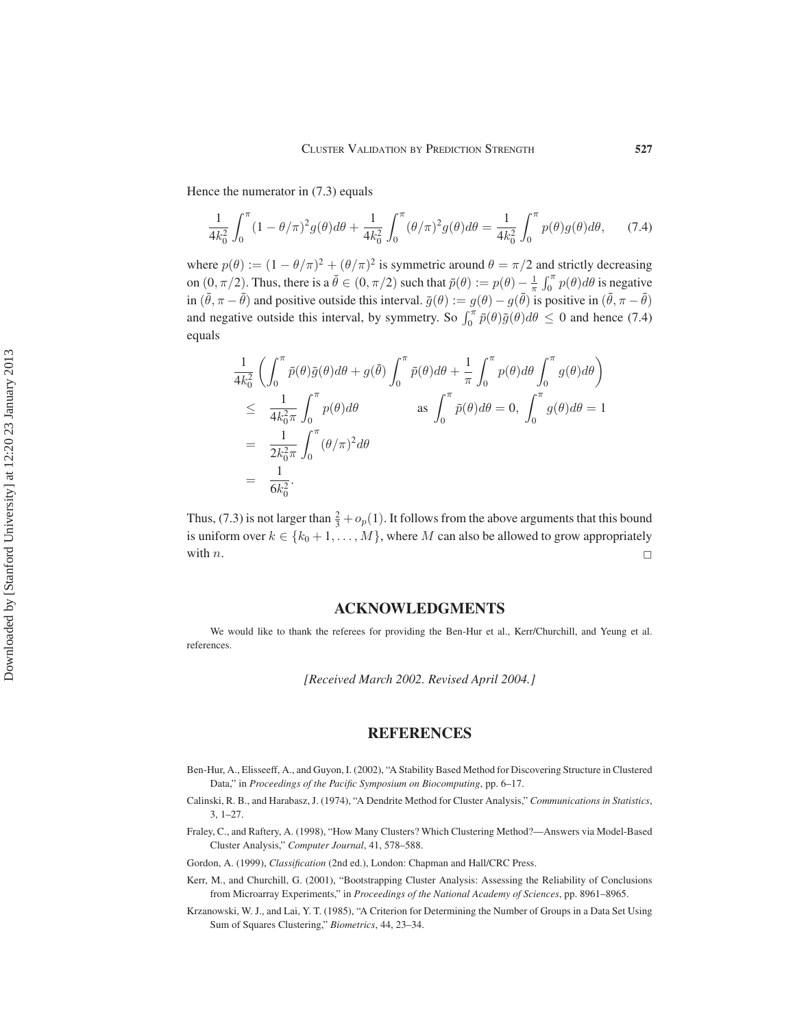Hence the numerator in (7.3) equals

$$\frac{1}{4k_0^2}\int_0^\pi (1-\theta/\pi)^2 g(\theta)d\theta + \frac{1}{4k_0^2}\int_0^\pi (\theta/\pi)^2 g(\theta)d\theta = \frac{1}{4k_0^2}\int_0^\pi p(\theta)g(\theta)d\theta, \qquad (7.4)$$

where $p(\theta) := (1-\theta/\pi)^2 + (\theta/\pi)^2$ is symmetric around $\theta = \pi/2$ and strictly decreasing on $(0, \pi/2)$. Thus, there is a $\bar{\theta} \in (0, \pi/2)$ such that $\bar{p}(\theta) := p(\theta) - \frac{1}{\pi}\int_0^\pi p(\theta)d\theta$ is negative in $(\bar{\theta}, \pi - \bar{\theta})$ and positive outside this interval. $\bar{g}(\theta) := g(\theta) - g(\bar{\theta})$ is positive in $(\bar{\theta}, \pi - \bar{\theta})$ and negative outside this interval, by symmetry. So $\int_0^\pi \bar{p}(\theta)\bar{g}(\theta)d\theta \leq 0$ and hence (7.4) equals

$$\begin{aligned}
&\frac{1}{4k_0^2}\left(\int_0^\pi \bar{p}(\theta)\bar{g}(\theta)d\theta + g(\bar{\theta})\int_0^\pi \bar{p}(\theta)d\theta + \frac{1}{\pi}\int_0^\pi p(\theta)d\theta \int_0^\pi g(\theta)d\theta\right) \\
&\leq \quad \frac{1}{4k_0^2\pi}\int_0^\pi p(\theta)d\theta \qquad\qquad \text{as } \int_0^\pi \bar{p}(\theta)d\theta = 0,\ \int_0^\pi g(\theta)d\theta = 1 \\
&= \quad \frac{1}{2k_0^2\pi}\int_0^\pi (\theta/\pi)^2 d\theta \\
&= \quad \frac{1}{6k_0^2}.
\end{aligned}$$

Thus, (7.3) is not larger than $\frac{2}{3} + o_p(1)$. It follows from the above arguments that this bound is uniform over $k \in \{k_0+1, \ldots, M\}$, where $M$ can also be allowed to grow appropriately with $n$. □

## ACKNOWLEDGMENTS

We would like to thank the referees for providing the Ben-Hur et al., Kerr/Churchill, and Yeung et al. references.

*[Received March 2002. Revised April 2004.]*

## REFERENCES

Ben-Hur, A., Elisseeff, A., and Guyon, I. (2002), "A Stability Based Method for Discovering Structure in Clustered Data," in *Proceedings of the Pacific Symposium on Biocomputing*, pp. 6–17.

Calinski, R. B., and Harabasz, J. (1974), "A Dendrite Method for Cluster Analysis," *Communications in Statistics*, 3, 1–27.

Fraley, C., and Raftery, A. (1998), "How Many Clusters? Which Clustering Method?—Answers via Model-Based Cluster Analysis," *Computer Journal*, 41, 578–588.

Gordon, A. (1999), *Classification* (2nd ed.), London: Chapman and Hall/CRC Press.

Kerr, M., and Churchill, G. (2001), "Bootstrapping Cluster Analysis: Assessing the Reliability of Conclusions from Microarray Experiments," in *Proceedings of the National Academy of Sciences*, pp. 8961–8965.

Krzanowski, W. J., and Lai, Y. T. (1985), "A Criterion for Determining the Number of Groups in a Data Set Using Sum of Squares Clustering," *Biometrics*, 44, 23–34.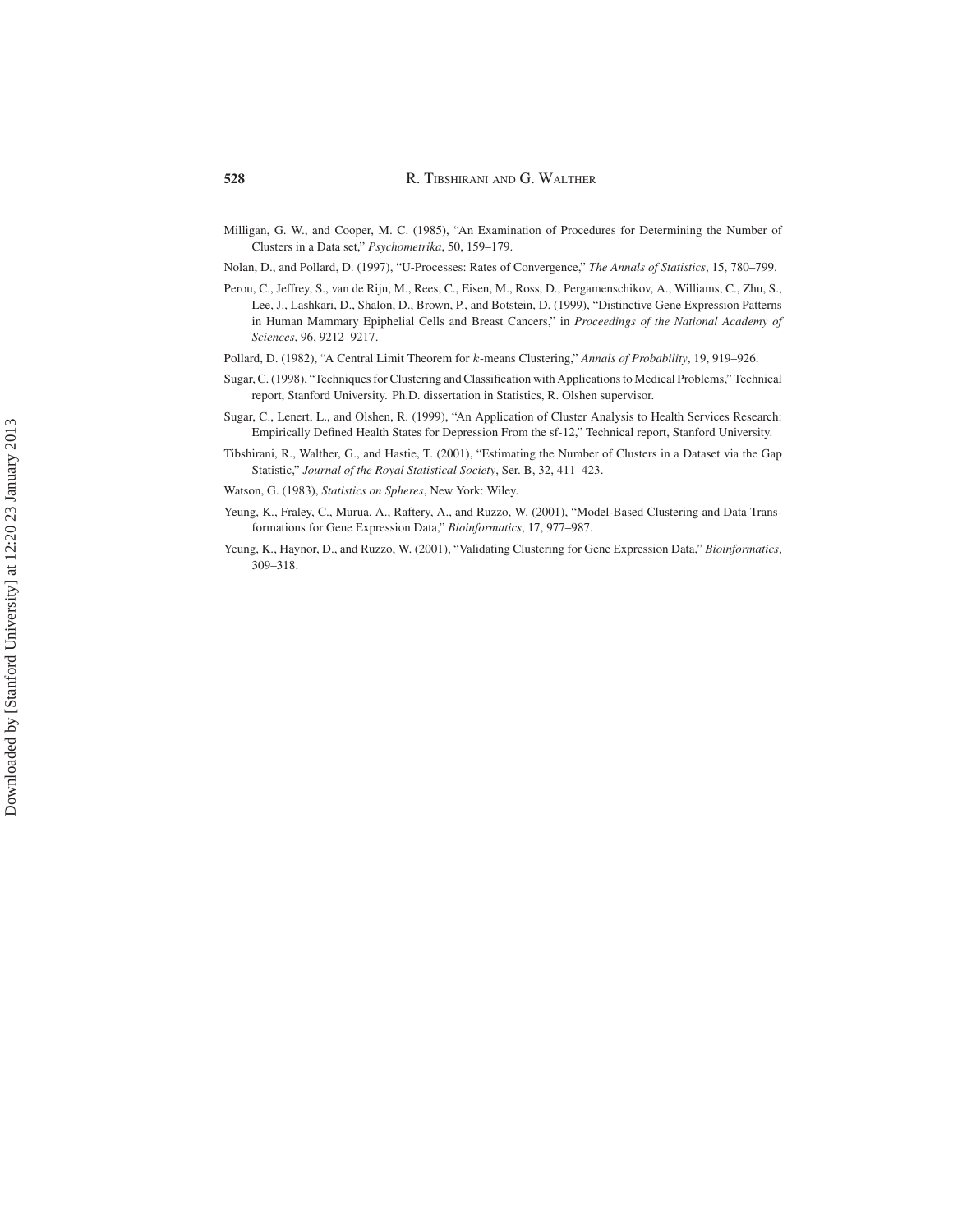Milligan, G. W., and Cooper, M. C. (1985), "An Examination of Procedures for Determining the Number of Clusters in a Data set," *Psychometrika*, 50, 159–179.

Nolan, D., and Pollard, D. (1997), "U-Processes: Rates of Convergence," *The Annals of Statistics*, 15, 780–799.

Perou, C., Jeffrey, S., van de Rijn, M., Rees, C., Eisen, M., Ross, D., Pergamenschikov, A., Williams, C., Zhu, S., Lee, J., Lashkari, D., Shalon, D., Brown, P., and Botstein, D. (1999), "Distinctive Gene Expression Patterns in Human Mammary Epiphelial Cells and Breast Cancers," in *Proceedings of the National Academy of Sciences*, 96, 9212–9217.

Pollard, D. (1982), "A Central Limit Theorem for $k$-means Clustering," *Annals of Probability*, 19, 919–926.

Sugar, C. (1998), "Techniques for Clustering and Classification with Applications to Medical Problems," Technical report, Stanford University. Ph.D. dissertation in Statistics, R. Olshen supervisor.

Sugar, C., Lenert, L., and Olshen, R. (1999), "An Application of Cluster Analysis to Health Services Research: Empirically Defined Health States for Depression From the sf-12," Technical report, Stanford University.

Tibshirani, R., Walther, G., and Hastie, T. (2001), "Estimating the Number of Clusters in a Dataset via the Gap Statistic," *Journal of the Royal Statistical Society*, Ser. B, 32, 411–423.

Watson, G. (1983), *Statistics on Spheres*, New York: Wiley.

Yeung, K., Fraley, C., Murua, A., Raftery, A., and Ruzzo, W. (2001), "Model-Based Clustering and Data Transformations for Gene Expression Data," *Bioinformatics*, 17, 977–987.

Yeung, K., Haynor, D., and Ruzzo, W. (2001), "Validating Clustering for Gene Expression Data," *Bioinformatics*, 309–318.